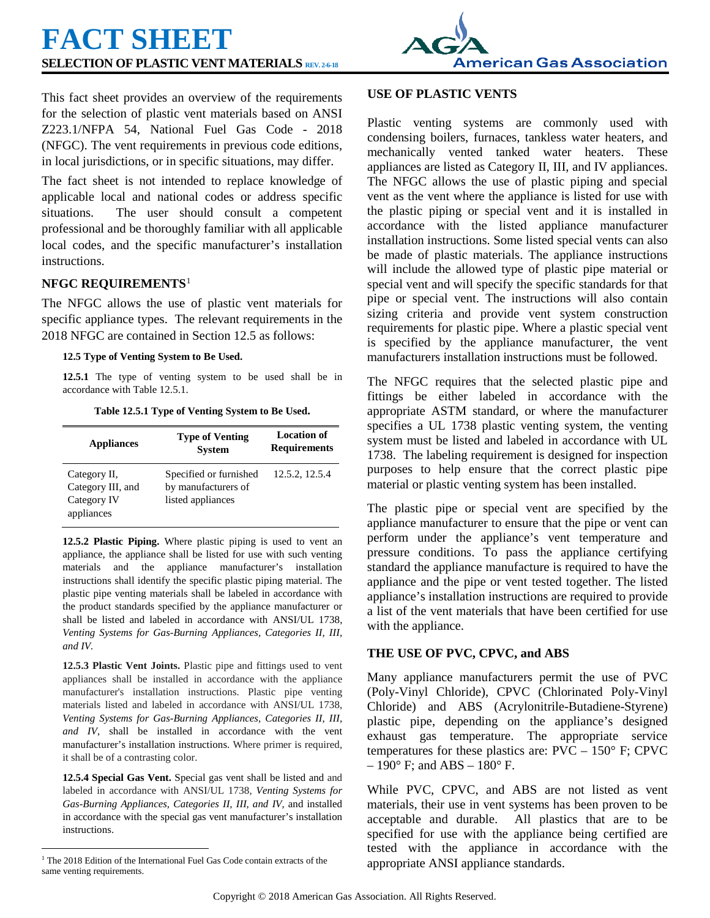# FACT SHEET

**SELECTION OF PLASTIC VENT MATERIALS** REV. 2-6-18

American Gas Association

This fact sheet provides an overview of the requirements for the selection of plastic vent materials based on ANSI Z223.1/NFPA 54, National Fuel Gas Code - 2018 (NFGC). The vent requirements in previous code editions, in local jurisdictions, or in specific situations, may differ.

The fact sheet is not intended to replace knowledge of applicable local and national codes or address specific situations. The user should consult a competent professional and be thoroughly familiar with all applicable local codes, and the specific manufacturer's installation instructions.

## NFGC REQUIREMENTS[1]

The NFGC allows the use of plastic vent materials for specific appliance types. The relevant requirements in the 2018 NFGC are contained in Section 12.5 as follows:

**12.5 Type of Venting System to Be Used.**

**12.5.1** The type of venting system to be used shall be in accordance with Table 12.5.1.

**Table 12.5.1 Type of Venting System to Be Used.**

| Appliances | Type of Venting System | Location of Requirements |
|---|---|---|
| Category II, Category III, and Category IV appliances | Specified or furnished by manufacturers of listed appliances | 12.5.2, 12.5.4 |

**12.5.2 Plastic Piping.** Where plastic piping is used to vent an appliance, the appliance shall be listed for use with such venting materials and the appliance manufacturer's installation instructions shall identify the specific plastic piping material. The plastic pipe venting materials shall be labeled in accordance with the product standards specified by the appliance manufacturer or shall be listed and labeled in accordance with ANSI/UL 1738, *Venting Systems for Gas-Burning Appliances, Categories II, III, and IV*.

**12.5.3 Plastic Vent Joints.** Plastic pipe and fittings used to vent appliances shall be installed in accordance with the appliance manufacturer's installation instructions. Plastic pipe venting materials listed and labeled in accordance with ANSI/UL 1738, *Venting Systems for Gas-Burning Appliances, Categories II, III, and IV,* shall be installed in accordance with the vent manufacturer's installation instructions. Where primer is required, it shall be of a contrasting color.

**12.5.4 Special Gas Vent.** Special gas vent shall be listed and and labeled in accordance with ANSI/UL 1738, *Venting Systems for Gas-Burning Appliances, Categories II, III, and IV,* and installed in accordance with the special gas vent manufacturer's installation instructions.

[1] The 2018 Edition of the International Fuel Gas Code contain extracts of the same venting requirements.

## USE OF PLASTIC VENTS

Plastic venting systems are commonly used with condensing boilers, furnaces, tankless water heaters, and mechanically vented tanked water heaters. These appliances are listed as Category II, III, and IV appliances. The NFGC allows the use of plastic piping and special vent as the vent where the appliance is listed for use with the plastic piping or special vent and it is installed in accordance with the listed appliance manufacturer installation instructions. Some listed special vents can also be made of plastic materials. The appliance instructions will include the allowed type of plastic pipe material or special vent and will specify the specific standards for that pipe or special vent. The instructions will also contain sizing criteria and provide vent system construction requirements for plastic pipe. Where a plastic special vent is specified by the appliance manufacturer, the vent manufacturers installation instructions must be followed.

The NFGC requires that the selected plastic pipe and fittings be either labeled in accordance with the appropriate ASTM standard, or where the manufacturer specifies a UL 1738 plastic venting system, the venting system must be listed and labeled in accordance with UL 1738. The labeling requirement is designed for inspection purposes to help ensure that the correct plastic pipe material or plastic venting system has been installed.

The plastic pipe or special vent are specified by the appliance manufacturer to ensure that the pipe or vent can perform under the appliance's vent temperature and pressure conditions. To pass the appliance certifying standard the appliance manufacture is required to have the appliance and the pipe or vent tested together. The listed appliance's installation instructions are required to provide a list of the vent materials that have been certified for use with the appliance.

## THE USE OF PVC, CPVC, and ABS

Many appliance manufacturers permit the use of PVC (Poly-Vinyl Chloride), CPVC (Chlorinated Poly-Vinyl Chloride) and ABS (Acrylonitrile-Butadiene-Styrene) plastic pipe, depending on the appliance's designed exhaust gas temperature. The appropriate service temperatures for these plastics are: PVC – 150° F; CPVC – 190° F; and ABS – 180° F.

While PVC, CPVC, and ABS are not listed as vent materials, their use in vent systems has been proven to be acceptable and durable. All plastics that are to be specified for use with the appliance being certified are tested with the appliance in accordance with the appropriate ANSI appliance standards.

Copyright © 2018 American Gas Association. All Rights Reserved.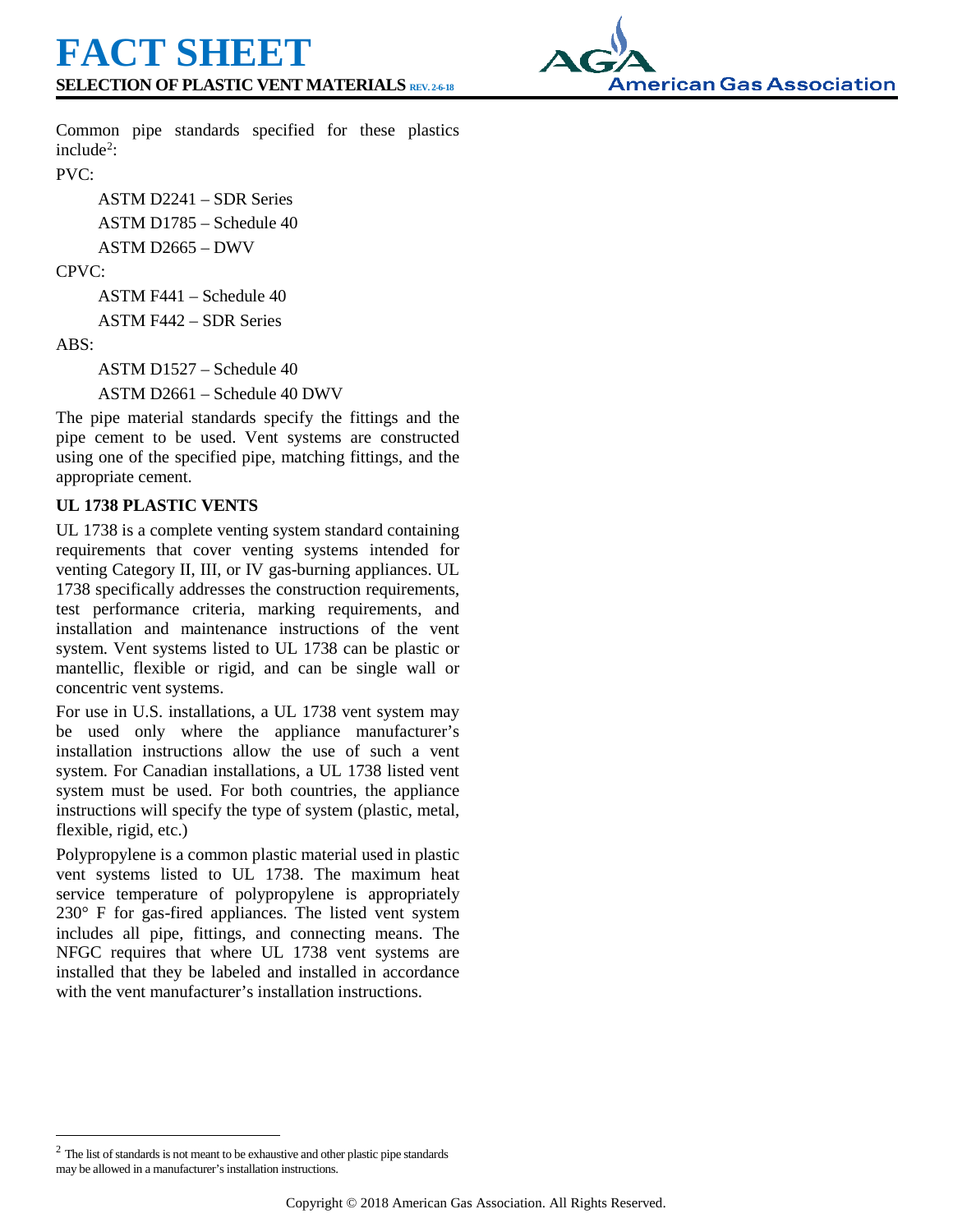Common pipe standards specified for these plastics include[2]:

PVC:

- ASTM D2241 – SDR Series
- ASTM D1785 – Schedule 40
- ASTM D2665 – DWV

CPVC:

- ASTM F441 – Schedule 40
- ASTM F442 – SDR Series

ABS:

- ASTM D1527 – Schedule 40
- ASTM D2661 – Schedule 40 DWV

The pipe material standards specify the fittings and the pipe cement to be used. Vent systems are constructed using one of the specified pipe, matching fittings, and the appropriate cement.

### UL 1738 PLASTIC VENTS

UL 1738 is a complete venting system standard containing requirements that cover venting systems intended for venting Category II, III, or IV gas-burning appliances. UL 1738 specifically addresses the construction requirements, test performance criteria, marking requirements, and installation and maintenance instructions of the vent system. Vent systems listed to UL 1738 can be plastic or mantellic, flexible or rigid, and can be single wall or concentric vent systems.

For use in U.S. installations, a UL 1738 vent system may be used only where the appliance manufacturer's installation instructions allow the use of such a vent system. For Canadian installations, a UL 1738 listed vent system must be used. For both countries, the appliance instructions will specify the type of system (plastic, metal, flexible, rigid, etc.)

Polypropylene is a common plastic material used in plastic vent systems listed to UL 1738. The maximum heat service temperature of polypropylene is appropriately 230° F for gas-fired appliances. The listed vent system includes all pipe, fittings, and connecting means. The NFGC requires that where UL 1738 vent systems are installed that they be labeled and installed in accordance with the vent manufacturer's installation instructions.

---

[2] The list of standards is not meant to be exhaustive and other plastic pipe standards may be allowed in a manufacturer's installation instructions.